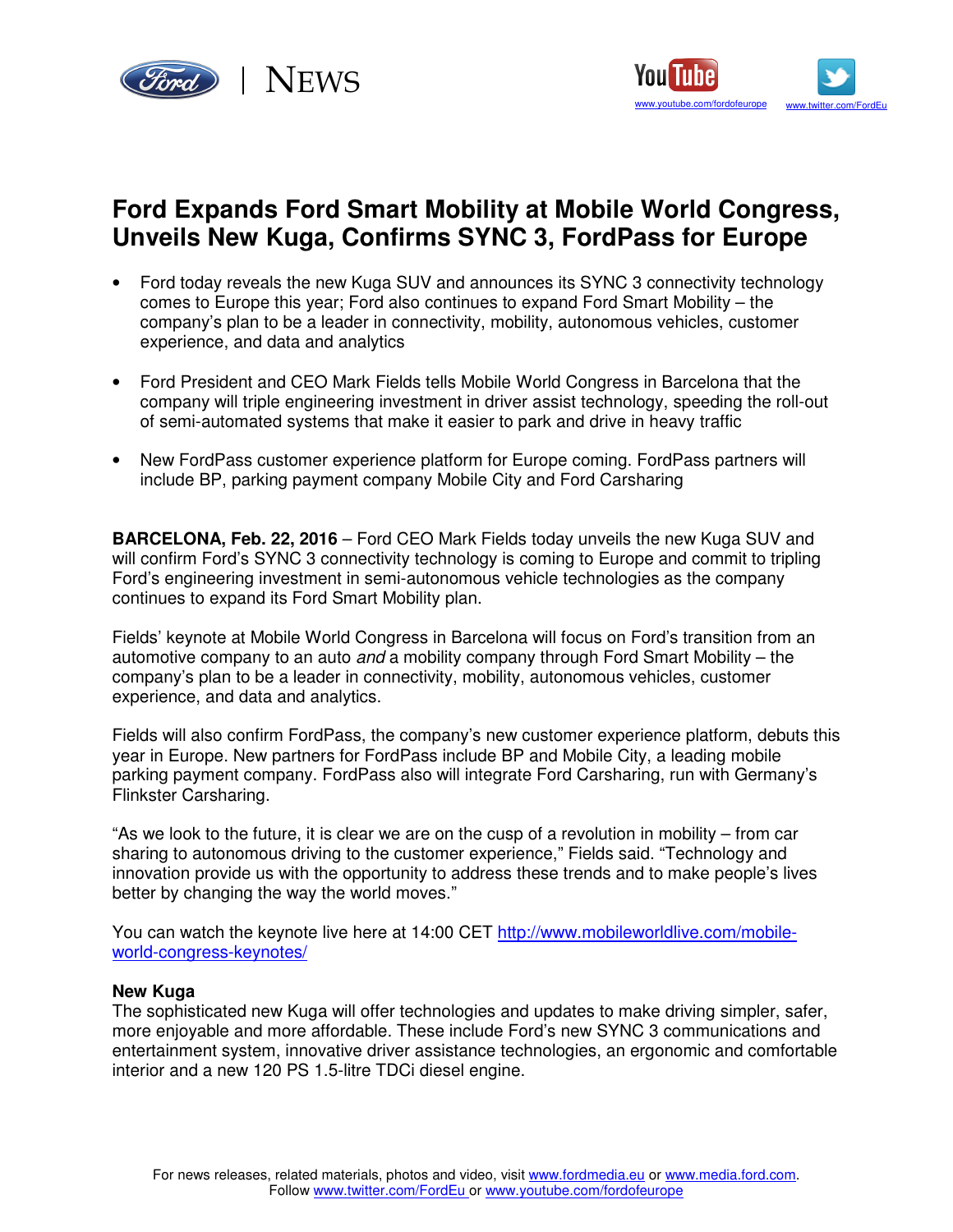Ford | NEWS

www.youtube.com/fordofeurope www.twitter.com/FordEu

# Ford Expands Ford Smart Mobility at Mobile World Congress, Unveils New Kuga, Confirms SYNC 3, FordPass for Europe

- Ford today reveals the new Kuga SUV and announces its SYNC 3 connectivity technology comes to Europe this year; Ford also continues to expand Ford Smart Mobility – the company's plan to be a leader in connectivity, mobility, autonomous vehicles, customer experience, and data and analytics
- Ford President and CEO Mark Fields tells Mobile World Congress in Barcelona that the company will triple engineering investment in driver assist technology, speeding the roll-out of semi-automated systems that make it easier to park and drive in heavy traffic
- New FordPass customer experience platform for Europe coming. FordPass partners will include BP, parking payment company Mobile City and Ford Carsharing

**BARCELONA, Feb. 22, 2016** – Ford CEO Mark Fields today unveils the new Kuga SUV and will confirm Ford's SYNC 3 connectivity technology is coming to Europe and commit to tripling Ford's engineering investment in semi-autonomous vehicle technologies as the company continues to expand its Ford Smart Mobility plan.

Fields' keynote at Mobile World Congress in Barcelona will focus on Ford's transition from an automotive company to an auto *and* a mobility company through Ford Smart Mobility – the company's plan to be a leader in connectivity, mobility, autonomous vehicles, customer experience, and data and analytics.

Fields will also confirm FordPass, the company's new customer experience platform, debuts this year in Europe. New partners for FordPass include BP and Mobile City, a leading mobile parking payment company. FordPass also will integrate Ford Carsharing, run with Germany's Flinkster Carsharing.

"As we look to the future, it is clear we are on the cusp of a revolution in mobility – from car sharing to autonomous driving to the customer experience," Fields said. "Technology and innovation provide us with the opportunity to address these trends and to make people's lives better by changing the way the world moves."

You can watch the keynote live here at 14:00 CET http://www.mobileworldlive.com/mobile-world-congress-keynotes/

**New Kuga**
The sophisticated new Kuga will offer technologies and updates to make driving simpler, safer, more enjoyable and more affordable. These include Ford's new SYNC 3 communications and entertainment system, innovative driver assistance technologies, an ergonomic and comfortable interior and a new 120 PS 1.5-litre TDCi diesel engine.

For news releases, related materials, photos and video, visit www.fordmedia.eu or www.media.ford.com. Follow www.twitter.com/FordEu or www.youtube.com/fordofeurope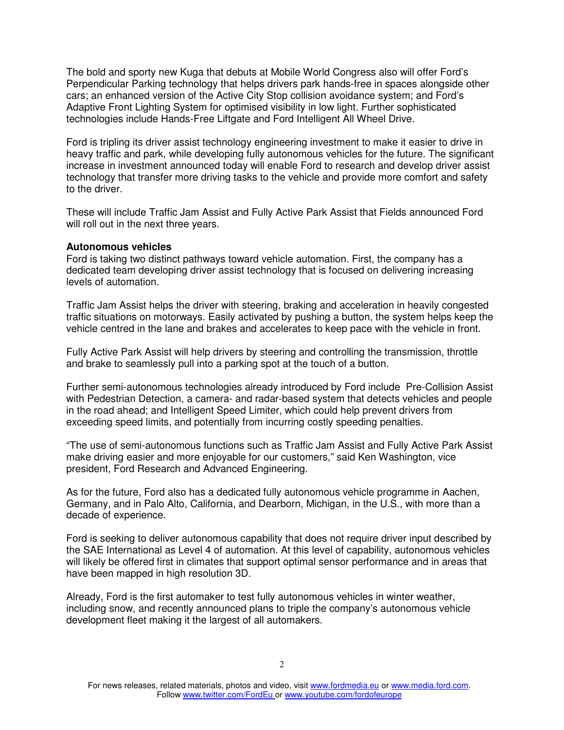The bold and sporty new Kuga that debuts at Mobile World Congress also will offer Ford's Perpendicular Parking technology that helps drivers park hands-free in spaces alongside other cars; an enhanced version of the Active City Stop collision avoidance system; and Ford's Adaptive Front Lighting System for optimised visibility in low light. Further sophisticated technologies include Hands-Free Liftgate and Ford Intelligent All Wheel Drive.

Ford is tripling its driver assist technology engineering investment to make it easier to drive in heavy traffic and park, while developing fully autonomous vehicles for the future. The significant increase in investment announced today will enable Ford to research and develop driver assist technology that transfer more driving tasks to the vehicle and provide more comfort and safety to the driver.

These will include Traffic Jam Assist and Fully Active Park Assist that Fields announced Ford will roll out in the next three years.

**Autonomous vehicles**

Ford is taking two distinct pathways toward vehicle automation. First, the company has a dedicated team developing driver assist technology that is focused on delivering increasing levels of automation.

Traffic Jam Assist helps the driver with steering, braking and acceleration in heavily congested traffic situations on motorways. Easily activated by pushing a button, the system helps keep the vehicle centred in the lane and brakes and accelerates to keep pace with the vehicle in front.

Fully Active Park Assist will help drivers by steering and controlling the transmission, throttle and brake to seamlessly pull into a parking spot at the touch of a button.

Further semi-autonomous technologies already introduced by Ford include Pre-Collision Assist with Pedestrian Detection, a camera- and radar-based system that detects vehicles and people in the road ahead; and Intelligent Speed Limiter, which could help prevent drivers from exceeding speed limits, and potentially from incurring costly speeding penalties.

"The use of semi-autonomous functions such as Traffic Jam Assist and Fully Active Park Assist make driving easier and more enjoyable for our customers," said Ken Washington, vice president, Ford Research and Advanced Engineering.

As for the future, Ford also has a dedicated fully autonomous vehicle programme in Aachen, Germany, and in Palo Alto, California, and Dearborn, Michigan, in the U.S., with more than a decade of experience.

Ford is seeking to deliver autonomous capability that does not require driver input described by the SAE International as Level 4 of automation. At this level of capability, autonomous vehicles will likely be offered first in climates that support optimal sensor performance and in areas that have been mapped in high resolution 3D.

Already, Ford is the first automaker to test fully autonomous vehicles in winter weather, including snow, and recently announced plans to triple the company's autonomous vehicle development fleet making it the largest of all automakers.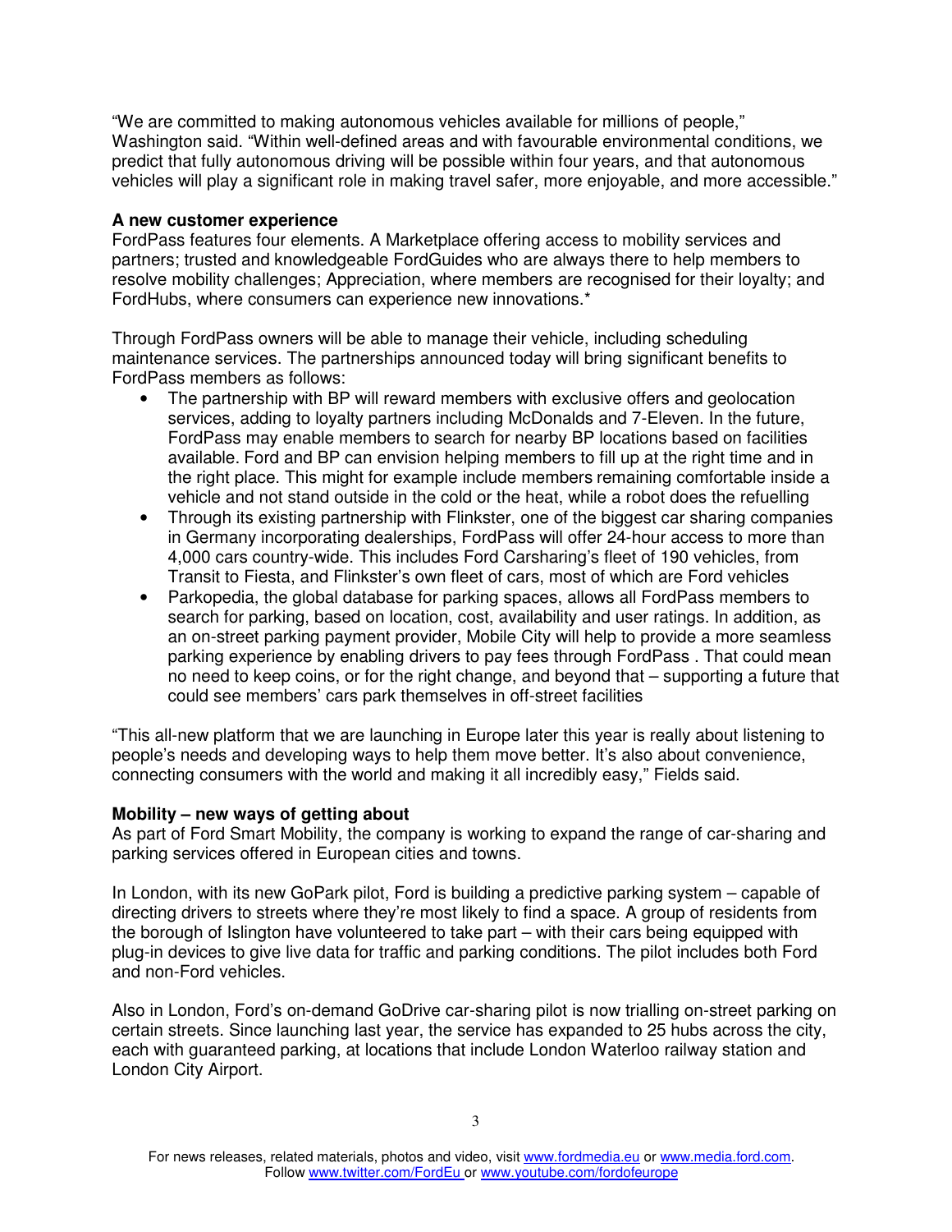"We are committed to making autonomous vehicles available for millions of people," Washington said. "Within well-defined areas and with favourable environmental conditions, we predict that fully autonomous driving will be possible within four years, and that autonomous vehicles will play a significant role in making travel safer, more enjoyable, and more accessible."

**A new customer experience**

FordPass features four elements. A Marketplace offering access to mobility services and partners; trusted and knowledgeable FordGuides who are always there to help members to resolve mobility challenges; Appreciation, where members are recognised for their loyalty; and FordHubs, where consumers can experience new innovations.*

Through FordPass owners will be able to manage their vehicle, including scheduling maintenance services. The partnerships announced today will bring significant benefits to FordPass members as follows:

- The partnership with BP will reward members with exclusive offers and geolocation services, adding to loyalty partners including McDonalds and 7-Eleven. In the future, FordPass may enable members to search for nearby BP locations based on facilities available. Ford and BP can envision helping members to fill up at the right time and in the right place. This might for example include members remaining comfortable inside a vehicle and not stand outside in the cold or the heat, while a robot does the refuelling
- Through its existing partnership with Flinkster, one of the biggest car sharing companies in Germany incorporating dealerships, FordPass will offer 24-hour access to more than 4,000 cars country-wide. This includes Ford Carsharing's fleet of 190 vehicles, from Transit to Fiesta, and Flinkster's own fleet of cars, most of which are Ford vehicles
- Parkopedia, the global database for parking spaces, allows all FordPass members to search for parking, based on location, cost, availability and user ratings. In addition, as an on-street parking payment provider, Mobile City will help to provide a more seamless parking experience by enabling drivers to pay fees through FordPass . That could mean no need to keep coins, or for the right change, and beyond that – supporting a future that could see members' cars park themselves in off-street facilities

"This all-new platform that we are launching in Europe later this year is really about listening to people's needs and developing ways to help them move better. It's also about convenience, connecting consumers with the world and making it all incredibly easy," Fields said.

**Mobility – new ways of getting about**

As part of Ford Smart Mobility, the company is working to expand the range of car-sharing and parking services offered in European cities and towns.

In London, with its new GoPark pilot, Ford is building a predictive parking system – capable of directing drivers to streets where they're most likely to find a space. A group of residents from the borough of Islington have volunteered to take part – with their cars being equipped with plug-in devices to give live data for traffic and parking conditions. The pilot includes both Ford and non-Ford vehicles.

Also in London, Ford's on-demand GoDrive car-sharing pilot is now trialling on-street parking on certain streets. Since launching last year, the service has expanded to 25 hubs across the city, each with guaranteed parking, at locations that include London Waterloo railway station and London City Airport.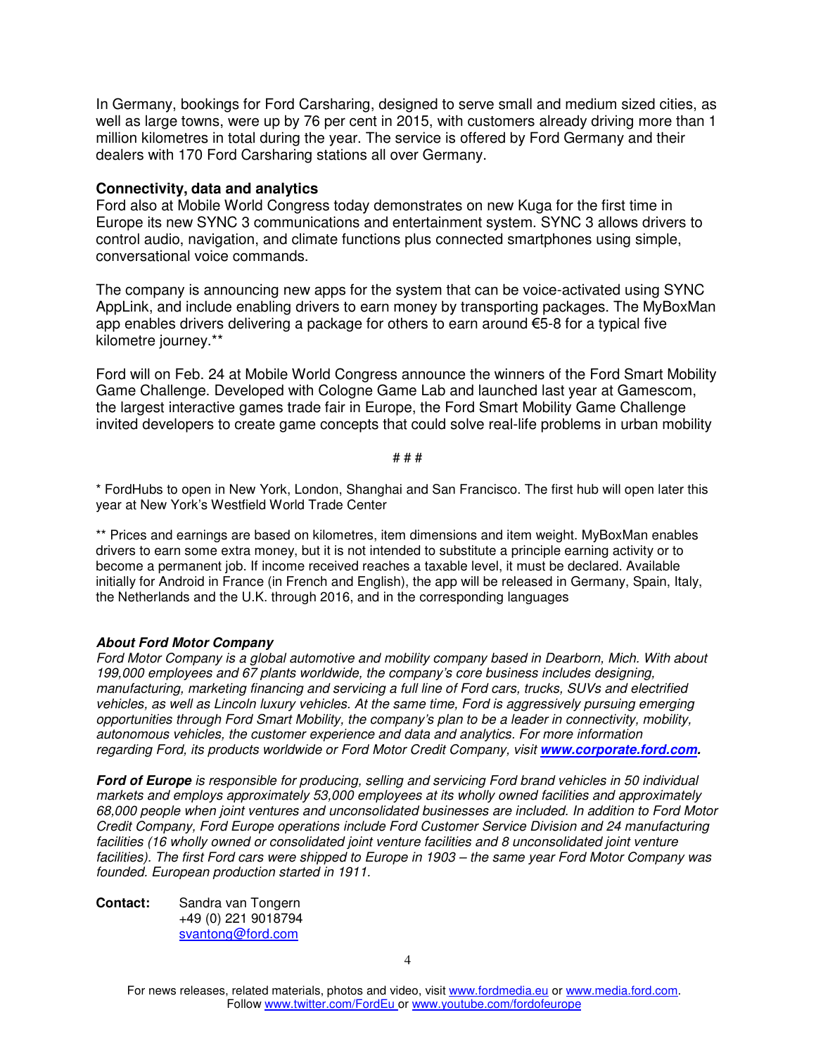In Germany, bookings for Ford Carsharing, designed to serve small and medium sized cities, as well as large towns, were up by 76 per cent in 2015, with customers already driving more than 1 million kilometres in total during the year. The service is offered by Ford Germany and their dealers with 170 Ford Carsharing stations all over Germany.

**Connectivity, data and analytics**
Ford also at Mobile World Congress today demonstrates on new Kuga for the first time in Europe its new SYNC 3 communications and entertainment system. SYNC 3 allows drivers to control audio, navigation, and climate functions plus connected smartphones using simple, conversational voice commands.

The company is announcing new apps for the system that can be voice-activated using SYNC AppLink, and include enabling drivers to earn money by transporting packages. The MyBoxMan app enables drivers delivering a package for others to earn around €5-8 for a typical five kilometre journey.**

Ford will on Feb. 24 at Mobile World Congress announce the winners of the Ford Smart Mobility Game Challenge. Developed with Cologne Game Lab and launched last year at Gamescom, the largest interactive games trade fair in Europe, the Ford Smart Mobility Game Challenge invited developers to create game concepts that could solve real-life problems in urban mobility

# # #

* FordHubs to open in New York, London, Shanghai and San Francisco. The first hub will open later this year at New York's Westfield World Trade Center

** Prices and earnings are based on kilometres, item dimensions and item weight. MyBoxMan enables drivers to earn some extra money, but it is not intended to substitute a principle earning activity or to become a permanent job. If income received reaches a taxable level, it must be declared. Available initially for Android in France (in French and English), the app will be released in Germany, Spain, Italy, the Netherlands and the U.K. through 2016, and in the corresponding languages

***About Ford Motor Company***
*Ford Motor Company is a global automotive and mobility company based in Dearborn, Mich. With about 199,000 employees and 67 plants worldwide, the company's core business includes designing, manufacturing, marketing financing and servicing a full line of Ford cars, trucks, SUVs and electrified vehicles, as well as Lincoln luxury vehicles. At the same time, Ford is aggressively pursuing emerging opportunities through Ford Smart Mobility, the company's plan to be a leader in connectivity, mobility, autonomous vehicles, the customer experience and data and analytics. For more information regarding Ford, its products worldwide or Ford Motor Credit Company, visit* ***www.corporate.ford.com.***

***Ford of Europe*** *is responsible for producing, selling and servicing Ford brand vehicles in 50 individual markets and employs approximately 53,000 employees at its wholly owned facilities and approximately 68,000 people when joint ventures and unconsolidated businesses are included. In addition to Ford Motor Credit Company, Ford Europe operations include Ford Customer Service Division and 24 manufacturing facilities (16 wholly owned or consolidated joint venture facilities and 8 unconsolidated joint venture facilities). The first Ford cars were shipped to Europe in 1903 – the same year Ford Motor Company was founded. European production started in 1911.*

**Contact:** Sandra van Tongern
+49 (0) 221 9018794
svantong@ford.com

For news releases, related materials, photos and video, visit www.fordmedia.eu or www.media.ford.com.
Follow www.twitter.com/FordEu or www.youtube.com/fordofeurope